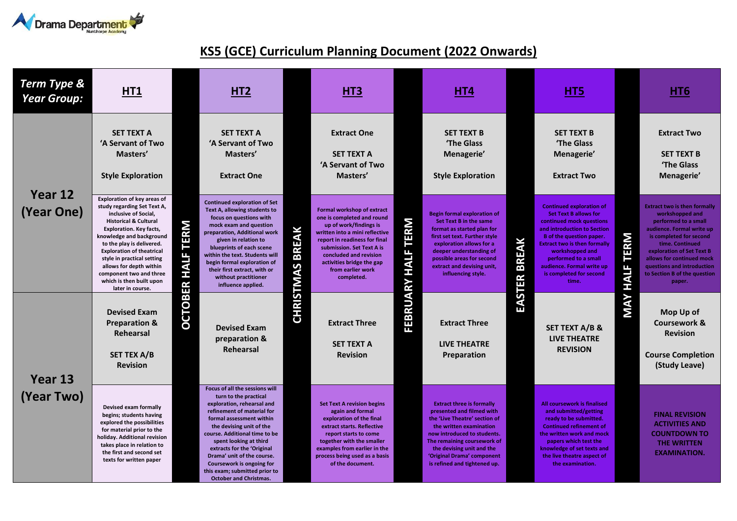Drama Department
Nunthorpe Academy

# KS5 (GCE) Curriculum Planning Document (2022 Onwards)

| Term Type & Year Group: | HT1 | | HT2 | | HT3 | | HT4 | | HT5 | | HT6 |
|---|---|---|---|---|---|---|---|---|---|---|---|
| Year 12 (Year One) | SET TEXT A 'A Servant of Two Masters' Style Exploration | OCTOBER HALF TERM | SET TEXT A 'A Servant of Two Masters' Extract One | CHRISTMAS BREAK | Extract One SET TEXT A 'A Servant of Two Masters' | FEBRUARY HALF TERM | SET TEXT B 'The Glass Menagerie' Style Exploration | EASTER BREAK | SET TEXT B 'The Glass Menagerie' Extract Two | MAY HALF TERM | Extract Two SET TEXT B 'The Glass Menagerie' |
| | Exploration of key areas of study regarding Set Text A, inclusive of Social, Historical & Cultural Exploration. Key facts, knowledge and background to the play is delivered. Exploration of theatrical style in practical setting allows for depth within component two and three which is then built upon later in course. | | Continued exploration of Set Text A, allowing students to focus on questions with mock exam and question preparation, Additional work given in relation to blueprints of each scene within the text. Students will begin formal exploration of their first extract, with or without practitioner influence applied. | | Formal workshop of extract one is completed and round up of work/findings is written into a mini reflective report in readiness for final submission. Set Text A is concluded and revision activities bridge the gap from earlier work completed. | | Begin formal exploration of Set Text B in the same format as started plan for first set text. Further style exploration allows for a deeper understanding of possible areas for second extract and devising unit, influencing style. | | Continued exploration of Set Text B allows for continued mock questions and introduction to Section B of the question paper. Extract two is then formally workshopped and performed to a small audience. Formal write up is completed for second time. | | Extract two is then formally workshopped and performed to a small audience. Formal write up is completed for second time. Continued exploration of Set Text B allows for continued mock questions and introduction to Section B of the question paper. |
| Year 13 (Year Two) | Devised Exam Preparation & Rehearsal SET TEX A/B Revision | | Devised Exam preparation & Rehearsal | | Extract Three SET TEXT A Revision | | Extract Three LIVE THEATRE Preparation | | SET TEXT A/B & LIVE THEATRE REVISION | | Mop Up of Coursework & Revision Course Completion (Study Leave) |
| | Devised exam formally begins; students having explored the possibilities for material prior to the holiday. Additional revision takes place in relation to the first and second set texts for written paper | | Focus of all the sessions will turn to the practical exploration, rehearsal and refinement of material for formal assessment within the devising unit of the course. Additional time to be spent looking at third extracts for the 'Original Drama' unit of the course. Coursework is ongoing for this exam; submitted prior to October and Christmas. | | Set Text A revision begins again and formal exploration of the final extract starts. Reflective report starts to come together with the smaller examples from earlier in the process being used as a basis of the document. | | Extract three is formally presented and filmed with the 'Live Theatre' section of the written examination now introduced to students. The remaining coursework of the devising unit and the 'Original Drama' component is refined and tightened up. | | All coursework is finalised and submitted/getting ready to be submitted. Continued refinement of the written work and mock papers which test the knowledge of set texts and the live theatre aspect of the examination. | | FINAL REVISION ACTIVITIES AND COUNTDOWN TO THE WRITTEN EXAMINATION. |